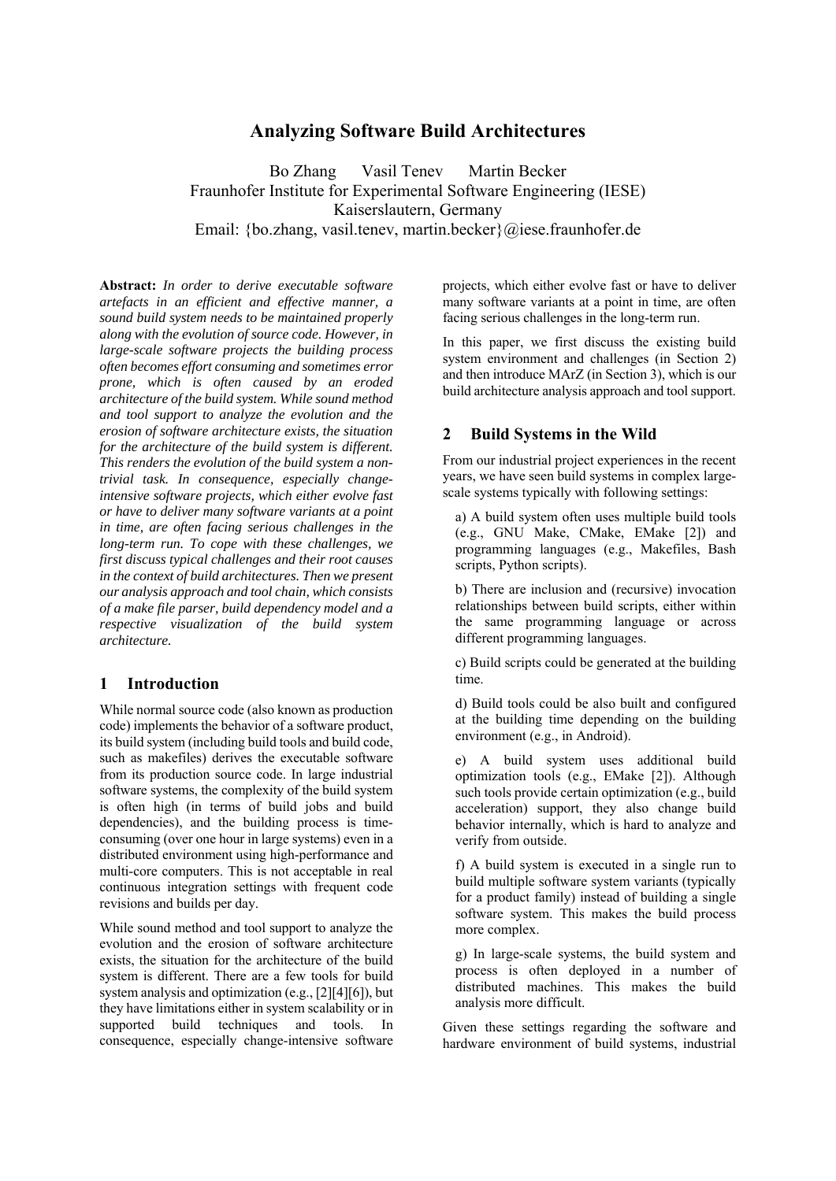# Analyzing Software Build Architectures

Bo Zhang Vasil Tenev Martin Becker
Fraunhofer Institute for Experimental Software Engineering (IESE)
Kaiserslautern, Germany
Email: {bo.zhang, vasil.tenev, martin.becker}@iese.fraunhofer.de

**Abstract:** *In order to derive executable software artefacts in an efficient and effective manner, a sound build system needs to be maintained properly along with the evolution of source code. However, in large-scale software projects the building process often becomes effort consuming and sometimes error prone, which is often caused by an eroded architecture of the build system. While sound method and tool support to analyze the evolution and the erosion of software architecture exists, the situation for the architecture of the build system is different. This renders the evolution of the build system a non-trivial task. In consequence, especially change-intensive software projects, which either evolve fast or have to deliver many software variants at a point in time, are often facing serious challenges in the long-term run. To cope with these challenges, we first discuss typical challenges and their root causes in the context of build architectures. Then we present our analysis approach and tool chain, which consists of a make file parser, build dependency model and a respective visualization of the build system architecture.*

## 1 Introduction

While normal source code (also known as production code) implements the behavior of a software product, its build system (including build tools and build code, such as makefiles) derives the executable software from its production source code. In large industrial software systems, the complexity of the build system is often high (in terms of build jobs and build dependencies), and the building process is time-consuming (over one hour in large systems) even in a distributed environment using high-performance and multi-core computers. This is not acceptable in real continuous integration settings with frequent code revisions and builds per day.

While sound method and tool support to analyze the evolution and the erosion of software architecture exists, the situation for the architecture of the build system is different. There are a few tools for build system analysis and optimization (e.g., [2][4][6]), but they have limitations either in system scalability or in supported build techniques and tools. In consequence, especially change-intensive software projects, which either evolve fast or have to deliver many software variants at a point in time, are often facing serious challenges in the long-term run.

In this paper, we first discuss the existing build system environment and challenges (in Section 2) and then introduce MArZ (in Section 3), which is our build architecture analysis approach and tool support.

## 2 Build Systems in the Wild

From our industrial project experiences in the recent years, we have seen build systems in complex large-scale systems typically with following settings:

a) A build system often uses multiple build tools (e.g., GNU Make, CMake, EMake [2]) and programming languages (e.g., Makefiles, Bash scripts, Python scripts).

b) There are inclusion and (recursive) invocation relationships between build scripts, either within the same programming language or across different programming languages.

c) Build scripts could be generated at the building time.

d) Build tools could be also built and configured at the building time depending on the building environment (e.g., in Android).

e) A build system uses additional build optimization tools (e.g., EMake [2]). Although such tools provide certain optimization (e.g., build acceleration) support, they also change build behavior internally, which is hard to analyze and verify from outside.

f) A build system is executed in a single run to build multiple software system variants (typically for a product family) instead of building a single software system. This makes the build process more complex.

g) In large-scale systems, the build system and process is often deployed in a number of distributed machines. This makes the build analysis more difficult.

Given these settings regarding the software and hardware environment of build systems, industrial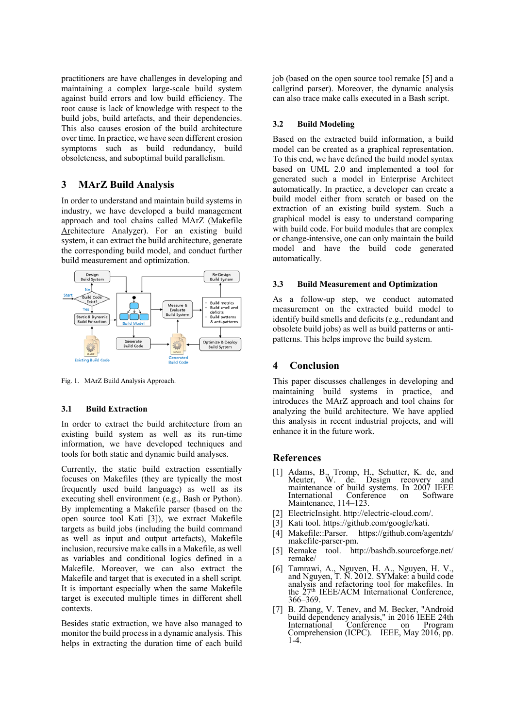practitioners are have challenges in developing and maintaining a complex large-scale build system against build errors and low build efficiency. The root cause is lack of knowledge with respect to the build jobs, build artefacts, and their dependencies. This also causes erosion of the build architecture over time. In practice, we have seen different erosion symptoms such as build redundancy, build obsoleteness, and suboptimal build parallelism.

## 3 MArZ Build Analysis

In order to understand and maintain build systems in industry, we have developed a build management approach and tool chains called MArZ (Makefile Architecture Analyzer). For an existing build system, it can extract the build architecture, generate the corresponding build model, and conduct further build measurement and optimization.

Design Build System
Re-Design Build System
No
Start
Build Code Exist?
Yes
Static & Dynamic Build Extraction
Build Model
Measure & Evaluate Build System
Build metrics
Build smell and deficits
Build patterns & anti-patterns
Existing Build Code
Generate Build Code
Generated Build Code
Optimize & Deploy Build System

Fig. 1. MArZ Build Analysis Approach.

### 3.1 Build Extraction

In order to extract the build architecture from an existing build system as well as its run-time information, we have developed techniques and tools for both static and dynamic build analyses.

Currently, the static build extraction essentially focuses on Makefiles (they are typically the most frequently used build language) as well as its executing shell environment (e.g., Bash or Python). By implementing a Makefile parser (based on the open source tool Kati [3]), we extract Makefile targets as build jobs (including the build command as well as input and output artefacts), Makefile inclusion, recursive make calls in a Makefile, as well as variables and conditional logics defined in a Makefile. Moreover, we can also extract the Makefile and target that is executed in a shell script. It is important especially when the same Makefile target is executed multiple times in different shell contexts.

Besides static extraction, we have also managed to monitor the build process in a dynamic analysis. This helps in extracting the duration time of each build job (based on the open source tool remake [5] and a callgrind parser). Moreover, the dynamic analysis can also trace make calls executed in a Bash script.

### 3.2 Build Modeling

Based on the extracted build information, a build model can be created as a graphical representation. To this end, we have defined the build model syntax based on UML 2.0 and implemented a tool for generated such a model in Enterprise Architect automatically. In practice, a developer can create a build model either from scratch or based on the extraction of an existing build system. Such a graphical model is easy to understand comparing with build code. For build modules that are complex or change-intensive, one can only maintain the build model and have the build code generated automatically.

### 3.3 Build Measurement and Optimization

As a follow-up step, we conduct automated measurement on the extracted build model to identify build smells and deficits (e.g., redundant and obsolete build jobs) as well as build patterns or anti-patterns. This helps improve the build system.

## 4 Conclusion

This paper discusses challenges in developing and maintaining build systems in practice, and introduces the MArZ approach and tool chains for analyzing the build architecture. We have applied this analysis in recent industrial projects, and will enhance it in the future work.

## References

[1] Adams, B., Tromp, H., Schutter, K. de, and Meuter, W. de. Design recovery and maintenance of build systems. In 2007 IEEE International Conference on Software Maintenance, 114–123.

[2] ElectricInsight. http://electric-cloud.com/.

[3] Kati tool. https://github.com/google/kati.

[4] Makefile::Parser. https://github.com/agentzh/makefile-parser-pm.

[5] Remake tool. http://bashdb.sourceforge.net/remake/

[6] Tamrawi, A., Nguyen, H. A., Nguyen, H. V., and Nguyen, T. N. 2012. SYMake: a build code analysis and refactoring tool for makefiles. In the 27th IEEE/ACM International Conference, 366–369.

[7] B. Zhang, V. Tenev, and M. Becker, "Android build dependency analysis," in 2016 IEEE 24th International Conference on Program Comprehension (ICPC). IEEE, May 2016, pp. 1-4.